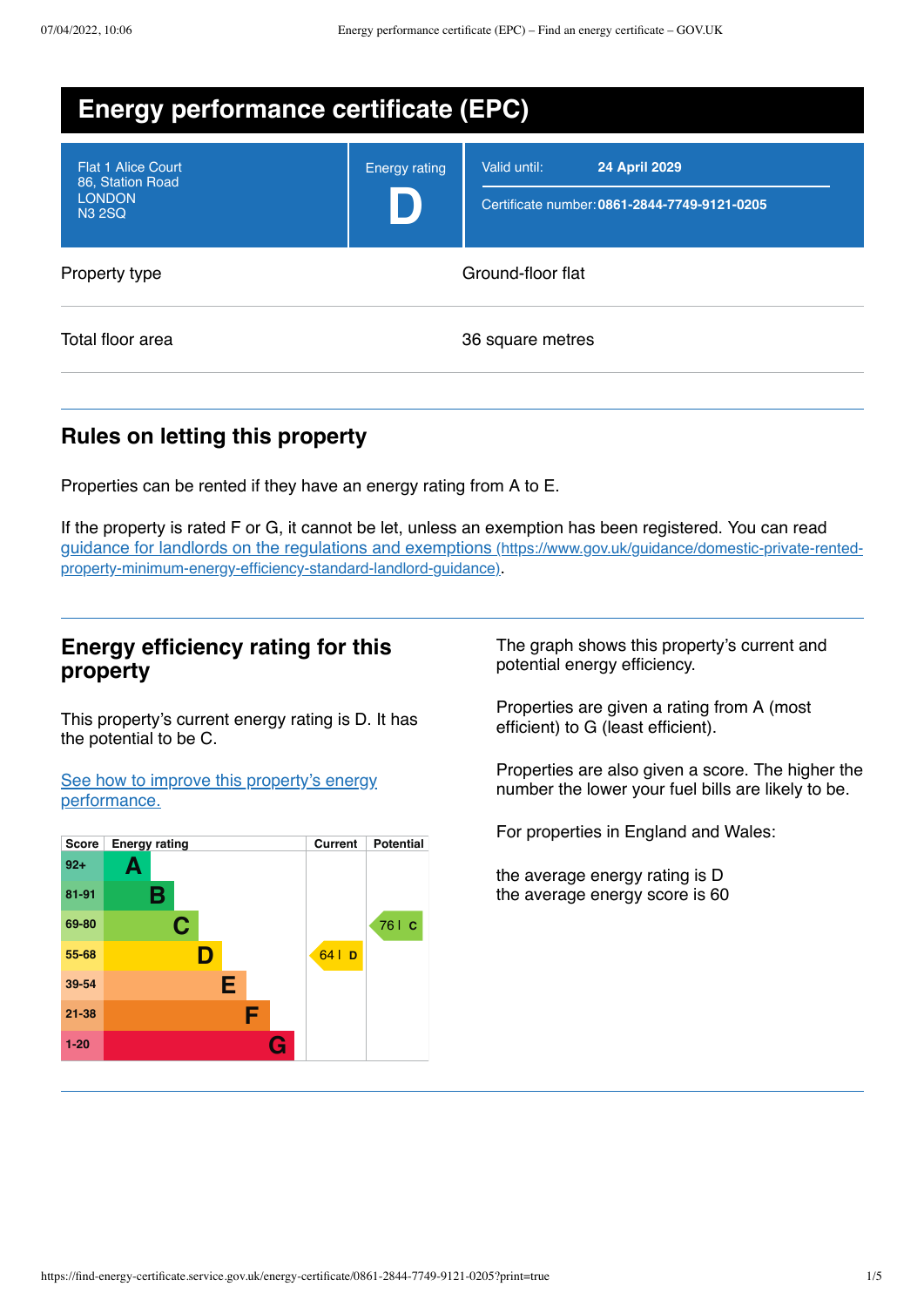# Energy performance certificate (EPC)

| | | |
|---|---|---|
| Flat 1 Alice Court<br>86, Station Road<br>LONDON<br>N3 2SQ | Energy rating<br>**D** | Valid until: **24 April 2029**<br>Certificate number: **0861-2844-7749-9121-0205** |

| | |
|---|---|
| Property type | Ground-floor flat |
| Total floor area | 36 square metres |

## Rules on letting this property

Properties can be rented if they have an energy rating from A to E.

If the property is rated F or G, it cannot be let, unless an exemption has been registered. You can read guidance for landlords on the regulations and exemptions (https://www.gov.uk/guidance/domestic-private-rented-property-minimum-energy-efficiency-standard-landlord-guidance).

## Energy efficiency rating for this property

This property's current energy rating is D. It has the potential to be C.

See how to improve this property's energy performance.

| Score | Energy rating | Current | Potential |
|---|---|---|---|
| 92+ | A | | |
| 81-91 | B | | |
| 69-80 | C | | 76 \| C |
| 55-68 | D | 64 \| D | |
| 39-54 | E | | |
| 21-38 | F | | |
| 1-20 | G | | |

The graph shows this property's current and potential energy efficiency.

Properties are given a rating from A (most efficient) to G (least efficient).

Properties are also given a score. The higher the number the lower your fuel bills are likely to be.

For properties in England and Wales:

the average energy rating is D
the average energy score is 60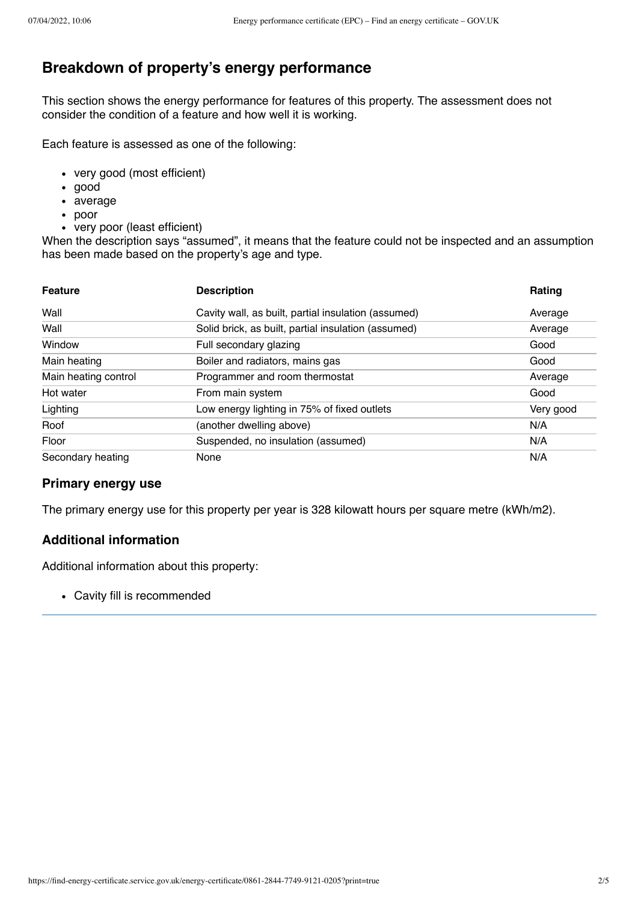## Breakdown of property's energy performance

This section shows the energy performance for features of this property. The assessment does not consider the condition of a feature and how well it is working.

Each feature is assessed as one of the following:

- very good (most efficient)
- good
- average
- poor
- very poor (least efficient)

When the description says "assumed", it means that the feature could not be inspected and an assumption has been made based on the property's age and type.

| Feature | Description | Rating |
| --- | --- | --- |
| Wall | Cavity wall, as built, partial insulation (assumed) | Average |
| Wall | Solid brick, as built, partial insulation (assumed) | Average |
| Window | Full secondary glazing | Good |
| Main heating | Boiler and radiators, mains gas | Good |
| Main heating control | Programmer and room thermostat | Average |
| Hot water | From main system | Good |
| Lighting | Low energy lighting in 75% of fixed outlets | Very good |
| Roof | (another dwelling above) | N/A |
| Floor | Suspended, no insulation (assumed) | N/A |
| Secondary heating | None | N/A |

### Primary energy use

The primary energy use for this property per year is 328 kilowatt hours per square metre (kWh/m2).

### Additional information

Additional information about this property:

- Cavity fill is recommended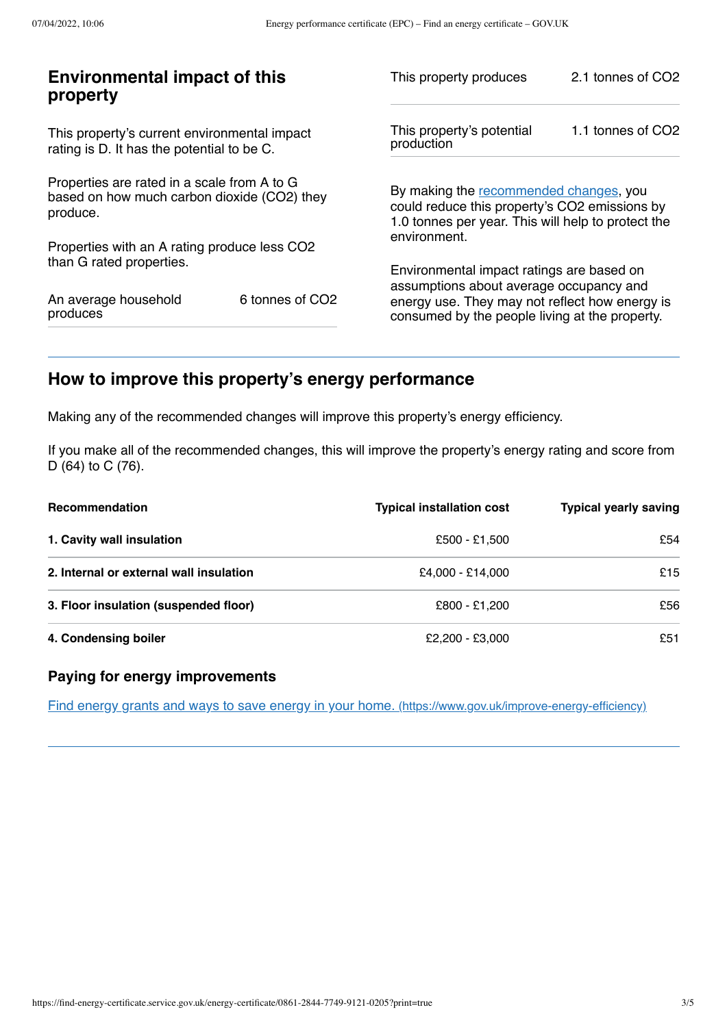## Environmental impact of this property

This property's current environmental impact rating is D. It has the potential to be C.

Properties are rated in a scale from A to G based on how much carbon dioxide ($CO_2$) they produce.

Properties with an A rating produce less $CO_2$ than G rated properties.

| | |
|---|---|
| An average household produces | 6 tonnes of $CO_2$ |

| | |
|---|---|
| This property produces | 2.1 tonnes of $CO_2$ |
| This property's potential production | 1.1 tonnes of $CO_2$ |

By making the [recommended changes](#), you could reduce this property's $CO_2$ emissions by 1.0 tonnes per year. This will help to protect the environment.

Environmental impact ratings are based on assumptions about average occupancy and energy use. They may not reflect how energy is consumed by the people living at the property.

## How to improve this property's energy performance

Making any of the recommended changes will improve this property's energy efficiency.

If you make all of the recommended changes, this will improve the property's energy rating and score from D (64) to C (76).

| Recommendation | Typical installation cost | Typical yearly saving |
|---|---|---|
| **1. Cavity wall insulation** | £500 - £1,500 | £54 |
| **2. Internal or external wall insulation** | £4,000 - £14,000 | £15 |
| **3. Floor insulation (suspended floor)** | £800 - £1,200 | £56 |
| **4. Condensing boiler** | £2,200 - £3,000 | £51 |

### Paying for energy improvements

[Find energy grants and ways to save energy in your home. (https://www.gov.uk/improve-energy-efficiency)](https://www.gov.uk/improve-energy-efficiency)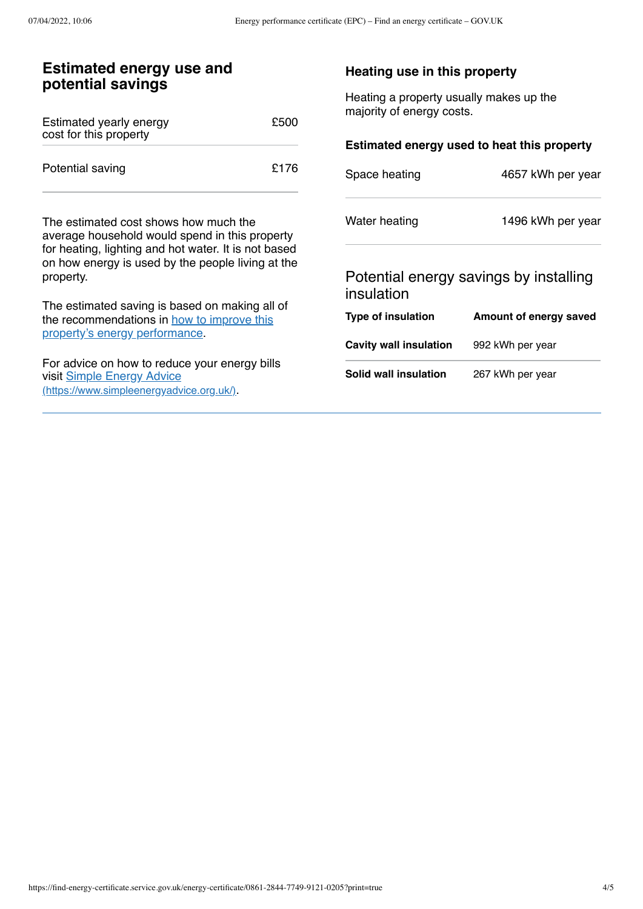## Estimated energy use and potential savings

| | |
|---|---|
| Estimated yearly energy cost for this property | £500 |
| Potential saving | £176 |

The estimated cost shows how much the average household would spend in this property for heating, lighting and hot water. It is not based on how energy is used by the people living at the property.

The estimated saving is based on making all of the recommendations in [how to improve this property's energy performance](#).

For advice on how to reduce your energy bills visit [Simple Energy Advice (https://www.simpleenergyadvice.org.uk/)](https://www.simpleenergyadvice.org.uk/).

### Heating use in this property

Heating a property usually makes up the majority of energy costs.

#### Estimated energy used to heat this property

| | |
|---|---|
| Space heating | 4657 kWh per year |
| Water heating | 1496 kWh per year |

### Potential energy savings by installing insulation

| Type of insulation | Amount of energy saved |
|---|---|
| **Cavity wall insulation** | 992 kWh per year |
| **Solid wall insulation** | 267 kWh per year |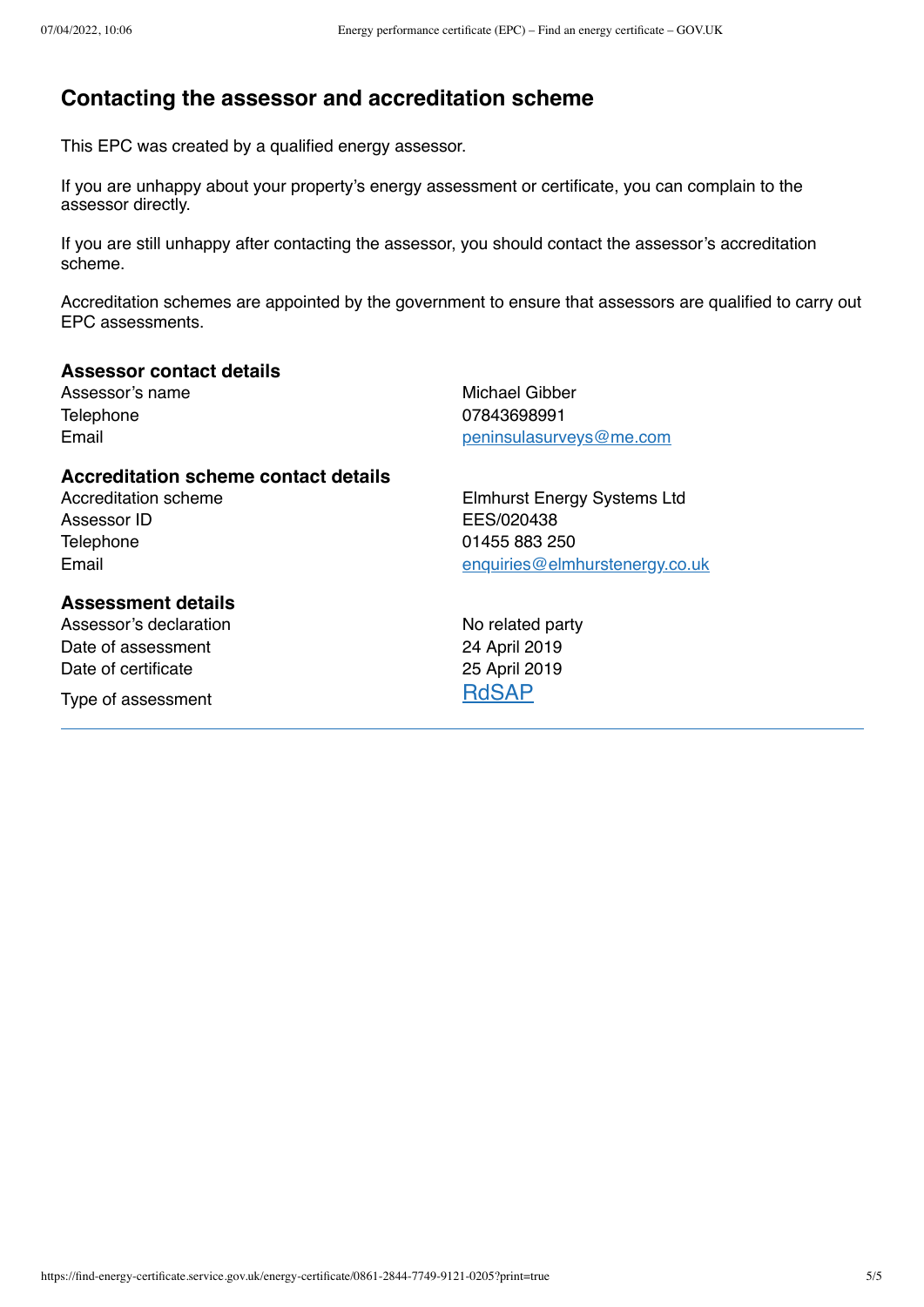## Contacting the assessor and accreditation scheme

This EPC was created by a qualified energy assessor.

If you are unhappy about your property's energy assessment or certificate, you can complain to the assessor directly.

If you are still unhappy after contacting the assessor, you should contact the assessor's accreditation scheme.

Accreditation schemes are appointed by the government to ensure that assessors are qualified to carry out EPC assessments.

### Assessor contact details

| | |
|---|---|
| Assessor's name | Michael Gibber |
| Telephone | 07843698991 |
| Email | peninsulasurveys@me.com |

### Accreditation scheme contact details

| | |
|---|---|
| Accreditation scheme | Elmhurst Energy Systems Ltd |
| Assessor ID | EES/020438 |
| Telephone | 01455 883 250 |
| Email | enquiries@elmhurstenergy.co.uk |

### Assessment details

| | |
|---|---|
| Assessor's declaration | No related party |
| Date of assessment | 24 April 2019 |
| Date of certificate | 25 April 2019 |
| Type of assessment | RdSAP |